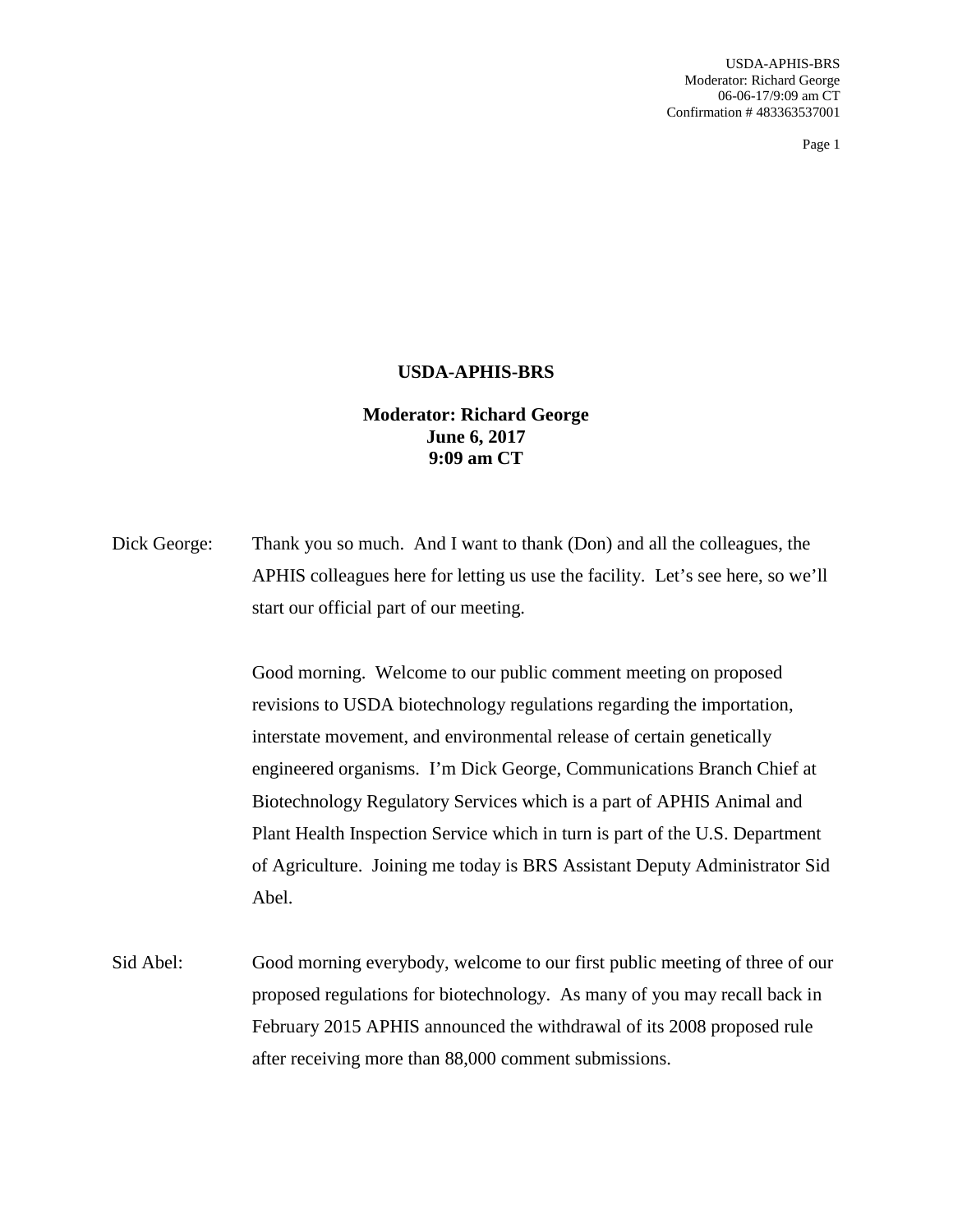**USDA-APHIS-BRS**

**Moderator: Richard George**
**June 6, 2017**
**9:09 am CT**

Dick George: Thank you so much. And I want to thank (Don) and all the colleagues, the APHIS colleagues here for letting us use the facility. Let's see here, so we'll start our official part of our meeting.

Good morning. Welcome to our public comment meeting on proposed revisions to USDA biotechnology regulations regarding the importation, interstate movement, and environmental release of certain genetically engineered organisms. I'm Dick George, Communications Branch Chief at Biotechnology Regulatory Services which is a part of APHIS Animal and Plant Health Inspection Service which in turn is part of the U.S. Department of Agriculture. Joining me today is BRS Assistant Deputy Administrator Sid Abel.

Sid Abel: Good morning everybody, welcome to our first public meeting of three of our proposed regulations for biotechnology. As many of you may recall back in February 2015 APHIS announced the withdrawal of its 2008 proposed rule after receiving more than 88,000 comment submissions.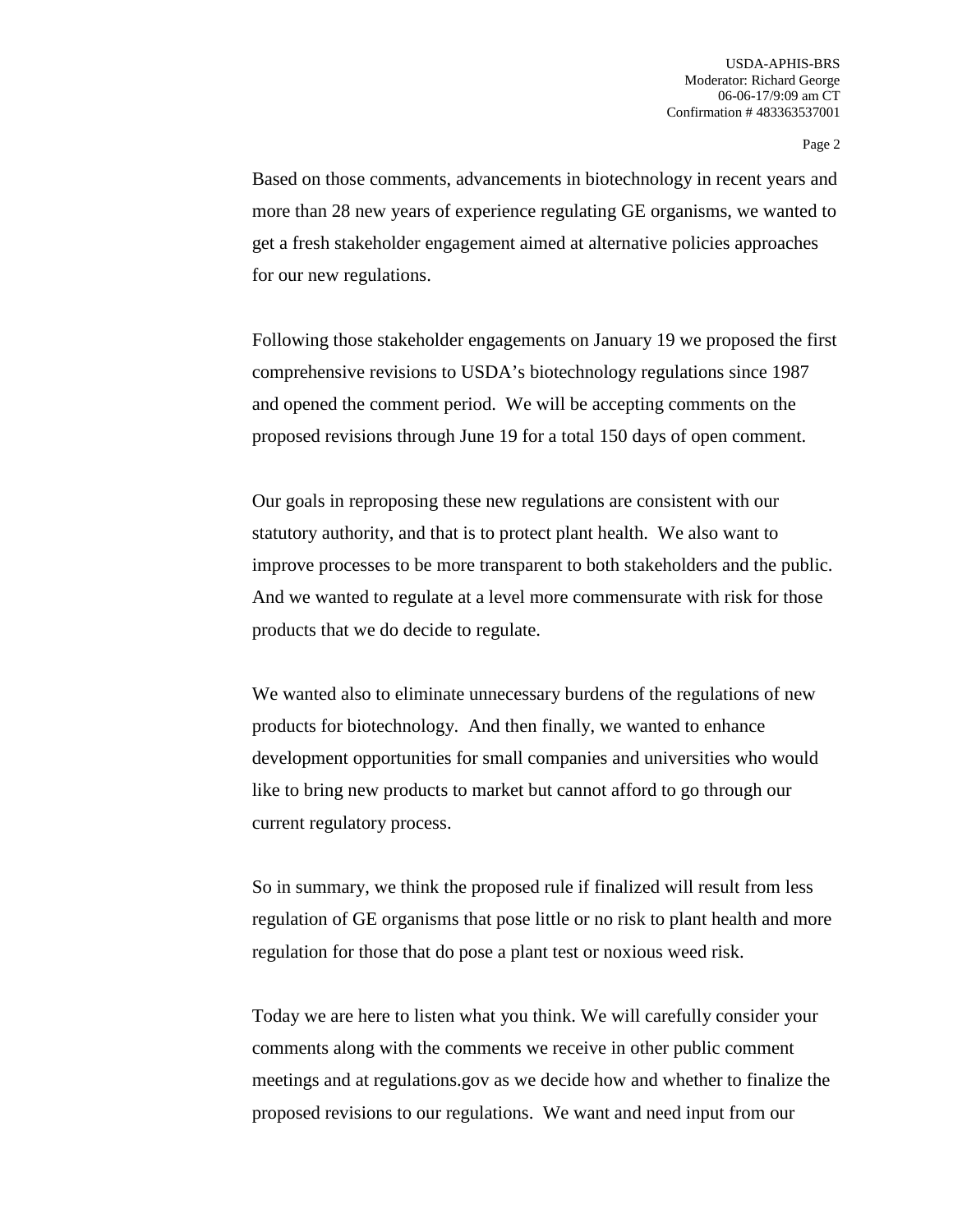Based on those comments, advancements in biotechnology in recent years and more than 28 new years of experience regulating GE organisms, we wanted to get a fresh stakeholder engagement aimed at alternative policies approaches for our new regulations.

Following those stakeholder engagements on January 19 we proposed the first comprehensive revisions to USDA's biotechnology regulations since 1987 and opened the comment period. We will be accepting comments on the proposed revisions through June 19 for a total 150 days of open comment.

Our goals in reproposing these new regulations are consistent with our statutory authority, and that is to protect plant health. We also want to improve processes to be more transparent to both stakeholders and the public. And we wanted to regulate at a level more commensurate with risk for those products that we do decide to regulate.

We wanted also to eliminate unnecessary burdens of the regulations of new products for biotechnology. And then finally, we wanted to enhance development opportunities for small companies and universities who would like to bring new products to market but cannot afford to go through our current regulatory process.

So in summary, we think the proposed rule if finalized will result from less regulation of GE organisms that pose little or no risk to plant health and more regulation for those that do pose a plant test or noxious weed risk.

Today we are here to listen what you think. We will carefully consider your comments along with the comments we receive in other public comment meetings and at regulations.gov as we decide how and whether to finalize the proposed revisions to our regulations. We want and need input from our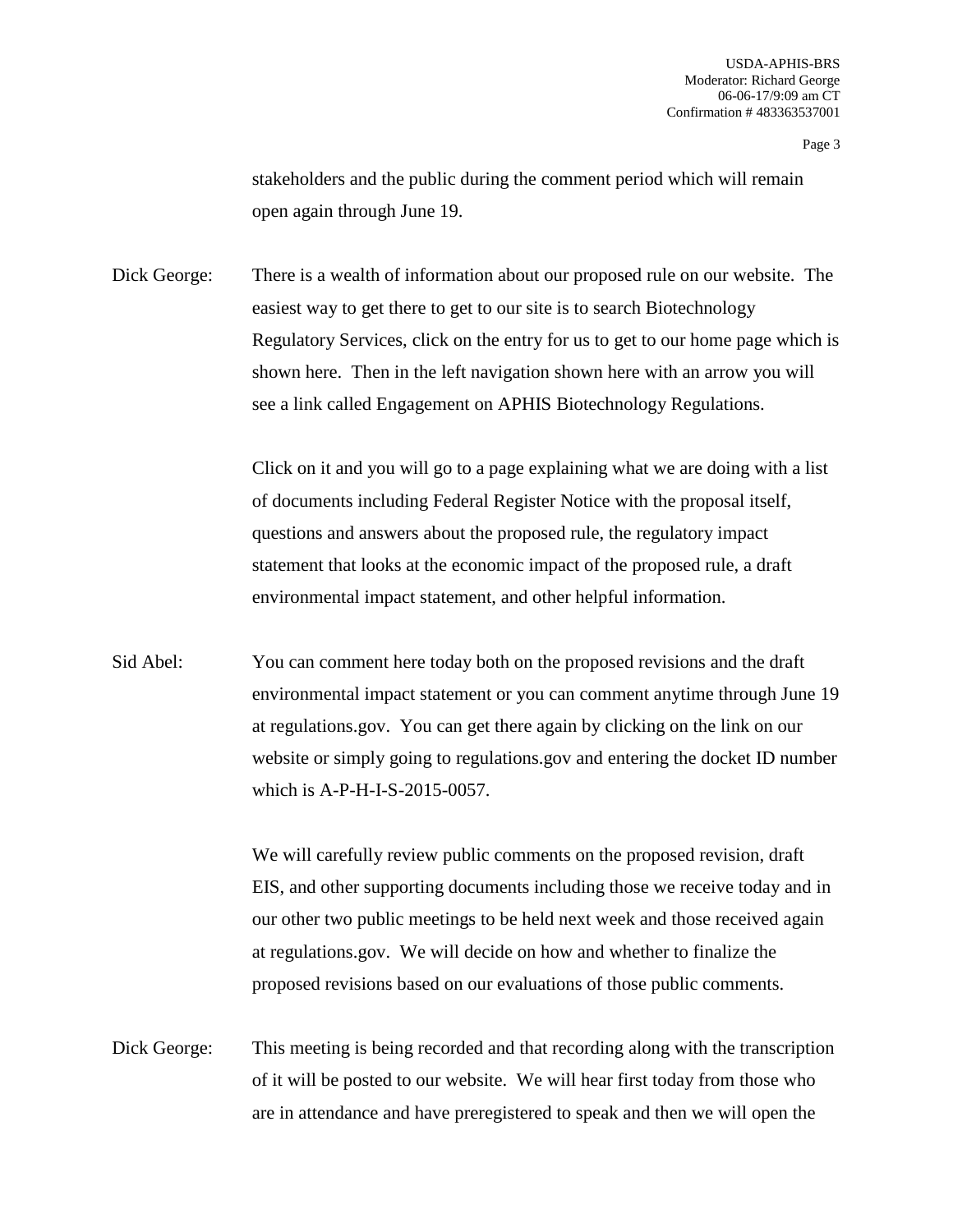stakeholders and the public during the comment period which will remain open again through June 19.

Dick George: There is a wealth of information about our proposed rule on our website. The easiest way to get there to get to our site is to search Biotechnology Regulatory Services, click on the entry for us to get to our home page which is shown here. Then in the left navigation shown here with an arrow you will see a link called Engagement on APHIS Biotechnology Regulations.

Click on it and you will go to a page explaining what we are doing with a list of documents including Federal Register Notice with the proposal itself, questions and answers about the proposed rule, the regulatory impact statement that looks at the economic impact of the proposed rule, a draft environmental impact statement, and other helpful information.

Sid Abel: You can comment here today both on the proposed revisions and the draft environmental impact statement or you can comment anytime through June 19 at regulations.gov. You can get there again by clicking on the link on our website or simply going to regulations.gov and entering the docket ID number which is A-P-H-I-S-2015-0057.

We will carefully review public comments on the proposed revision, draft EIS, and other supporting documents including those we receive today and in our other two public meetings to be held next week and those received again at regulations.gov. We will decide on how and whether to finalize the proposed revisions based on our evaluations of those public comments.

Dick George: This meeting is being recorded and that recording along with the transcription of it will be posted to our website. We will hear first today from those who are in attendance and have preregistered to speak and then we will open the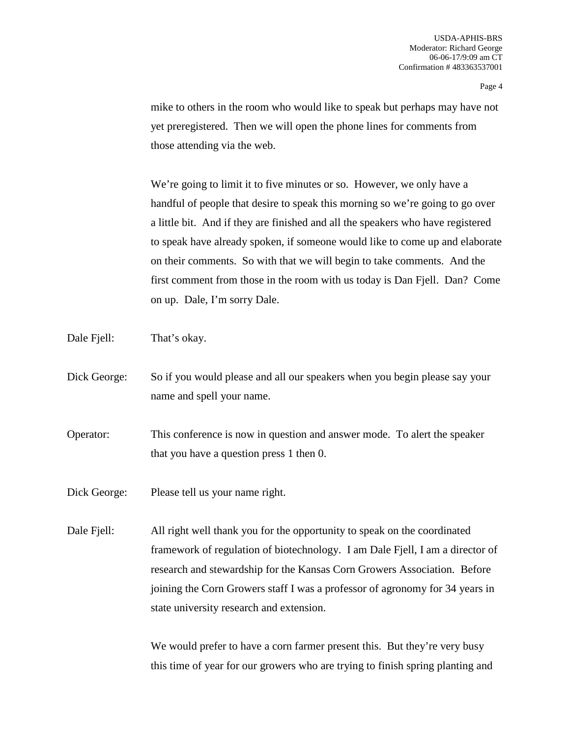mike to others in the room who would like to speak but perhaps may have not yet preregistered. Then we will open the phone lines for comments from those attending via the web.

We're going to limit it to five minutes or so. However, we only have a handful of people that desire to speak this morning so we're going to go over a little bit. And if they are finished and all the speakers who have registered to speak have already spoken, if someone would like to come up and elaborate on their comments. So with that we will begin to take comments. And the first comment from those in the room with us today is Dan Fjell. Dan? Come on up. Dale, I'm sorry Dale.

Dale Fjell: That's okay.

Dick George: So if you would please and all our speakers when you begin please say your name and spell your name.

Operator: This conference is now in question and answer mode. To alert the speaker that you have a question press 1 then 0.

Dick George: Please tell us your name right.

Dale Fjell: All right well thank you for the opportunity to speak on the coordinated framework of regulation of biotechnology. I am Dale Fjell, I am a director of research and stewardship for the Kansas Corn Growers Association. Before joining the Corn Growers staff I was a professor of agronomy for 34 years in state university research and extension.

We would prefer to have a corn farmer present this. But they're very busy this time of year for our growers who are trying to finish spring planting and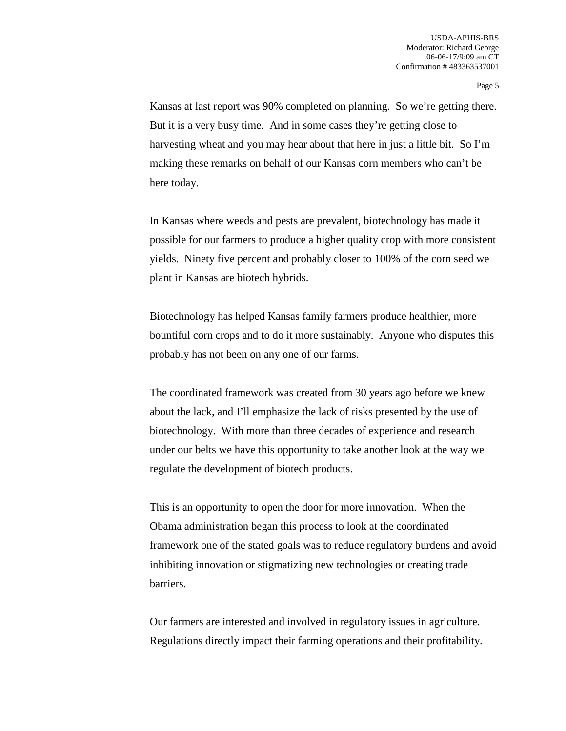Kansas at last report was 90% completed on planning. So we're getting there. But it is a very busy time. And in some cases they're getting close to harvesting wheat and you may hear about that here in just a little bit. So I'm making these remarks on behalf of our Kansas corn members who can't be here today.

In Kansas where weeds and pests are prevalent, biotechnology has made it possible for our farmers to produce a higher quality crop with more consistent yields. Ninety five percent and probably closer to 100% of the corn seed we plant in Kansas are biotech hybrids.

Biotechnology has helped Kansas family farmers produce healthier, more bountiful corn crops and to do it more sustainably. Anyone who disputes this probably has not been on any one of our farms.

The coordinated framework was created from 30 years ago before we knew about the lack, and I'll emphasize the lack of risks presented by the use of biotechnology. With more than three decades of experience and research under our belts we have this opportunity to take another look at the way we regulate the development of biotech products.

This is an opportunity to open the door for more innovation. When the Obama administration began this process to look at the coordinated framework one of the stated goals was to reduce regulatory burdens and avoid inhibiting innovation or stigmatizing new technologies or creating trade barriers.

Our farmers are interested and involved in regulatory issues in agriculture. Regulations directly impact their farming operations and their profitability.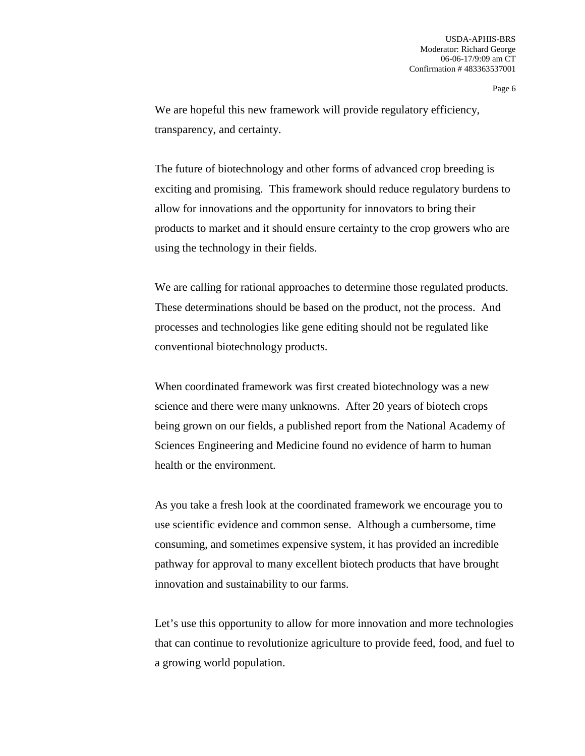We are hopeful this new framework will provide regulatory efficiency, transparency, and certainty.

The future of biotechnology and other forms of advanced crop breeding is exciting and promising. This framework should reduce regulatory burdens to allow for innovations and the opportunity for innovators to bring their products to market and it should ensure certainty to the crop growers who are using the technology in their fields.

We are calling for rational approaches to determine those regulated products. These determinations should be based on the product, not the process. And processes and technologies like gene editing should not be regulated like conventional biotechnology products.

When coordinated framework was first created biotechnology was a new science and there were many unknowns. After 20 years of biotech crops being grown on our fields, a published report from the National Academy of Sciences Engineering and Medicine found no evidence of harm to human health or the environment.

As you take a fresh look at the coordinated framework we encourage you to use scientific evidence and common sense. Although a cumbersome, time consuming, and sometimes expensive system, it has provided an incredible pathway for approval to many excellent biotech products that have brought innovation and sustainability to our farms.

Let's use this opportunity to allow for more innovation and more technologies that can continue to revolutionize agriculture to provide feed, food, and fuel to a growing world population.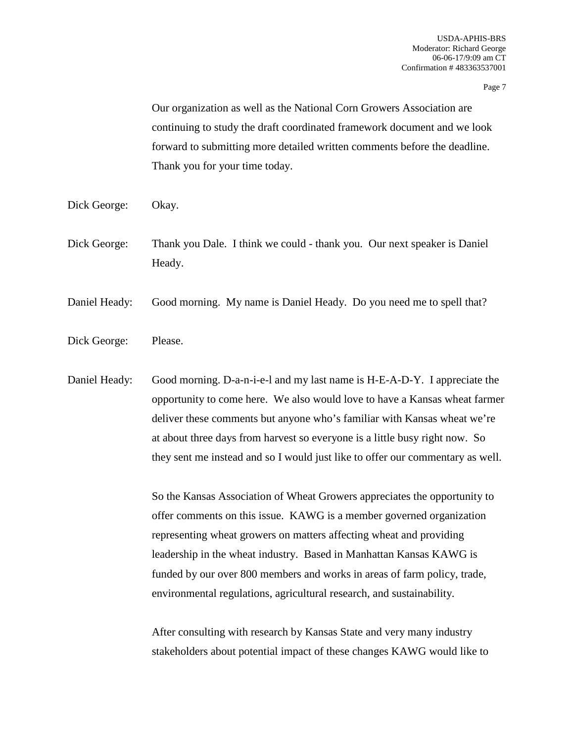Our organization as well as the National Corn Growers Association are continuing to study the draft coordinated framework document and we look forward to submitting more detailed written comments before the deadline. Thank you for your time today.

Dick George: Okay.

Dick George: Thank you Dale. I think we could - thank you. Our next speaker is Daniel Heady.

Daniel Heady: Good morning. My name is Daniel Heady. Do you need me to spell that?

Dick George: Please.

Daniel Heady: Good morning. D-a-n-i-e-l and my last name is H-E-A-D-Y. I appreciate the opportunity to come here. We also would love to have a Kansas wheat farmer deliver these comments but anyone who's familiar with Kansas wheat we're at about three days from harvest so everyone is a little busy right now. So they sent me instead and so I would just like to offer our commentary as well.

So the Kansas Association of Wheat Growers appreciates the opportunity to offer comments on this issue. KAWG is a member governed organization representing wheat growers on matters affecting wheat and providing leadership in the wheat industry. Based in Manhattan Kansas KAWG is funded by our over 800 members and works in areas of farm policy, trade, environmental regulations, agricultural research, and sustainability.

After consulting with research by Kansas State and very many industry stakeholders about potential impact of these changes KAWG would like to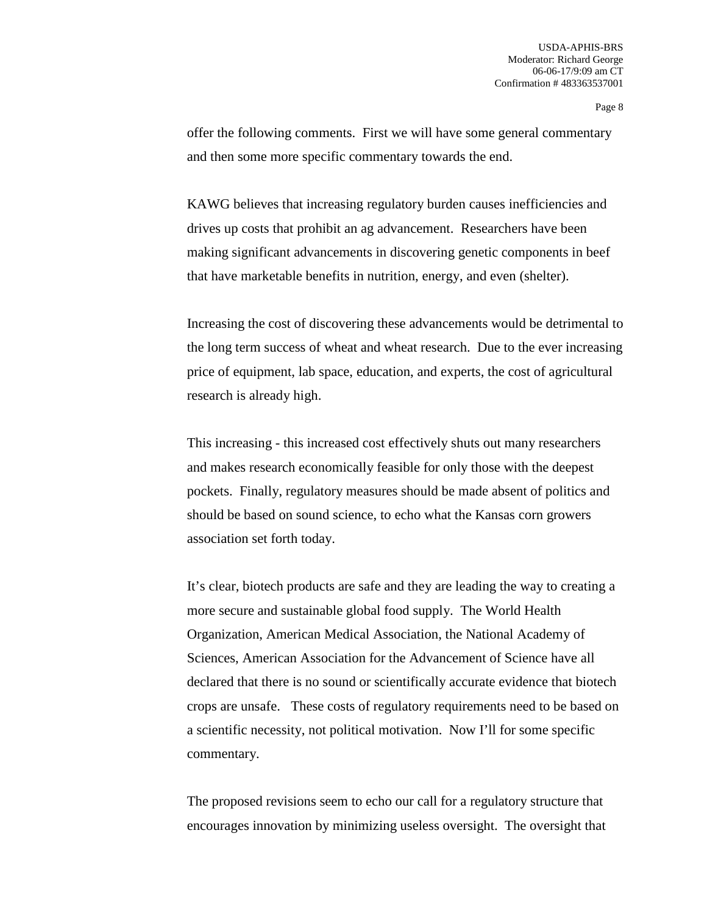offer the following comments. First we will have some general commentary and then some more specific commentary towards the end.

KAWG believes that increasing regulatory burden causes inefficiencies and drives up costs that prohibit an ag advancement. Researchers have been making significant advancements in discovering genetic components in beef that have marketable benefits in nutrition, energy, and even (shelter).

Increasing the cost of discovering these advancements would be detrimental to the long term success of wheat and wheat research. Due to the ever increasing price of equipment, lab space, education, and experts, the cost of agricultural research is already high.

This increasing - this increased cost effectively shuts out many researchers and makes research economically feasible for only those with the deepest pockets. Finally, regulatory measures should be made absent of politics and should be based on sound science, to echo what the Kansas corn growers association set forth today.

It's clear, biotech products are safe and they are leading the way to creating a more secure and sustainable global food supply. The World Health Organization, American Medical Association, the National Academy of Sciences, American Association for the Advancement of Science have all declared that there is no sound or scientifically accurate evidence that biotech crops are unsafe. These costs of regulatory requirements need to be based on a scientific necessity, not political motivation. Now I'll for some specific commentary.

The proposed revisions seem to echo our call for a regulatory structure that encourages innovation by minimizing useless oversight. The oversight that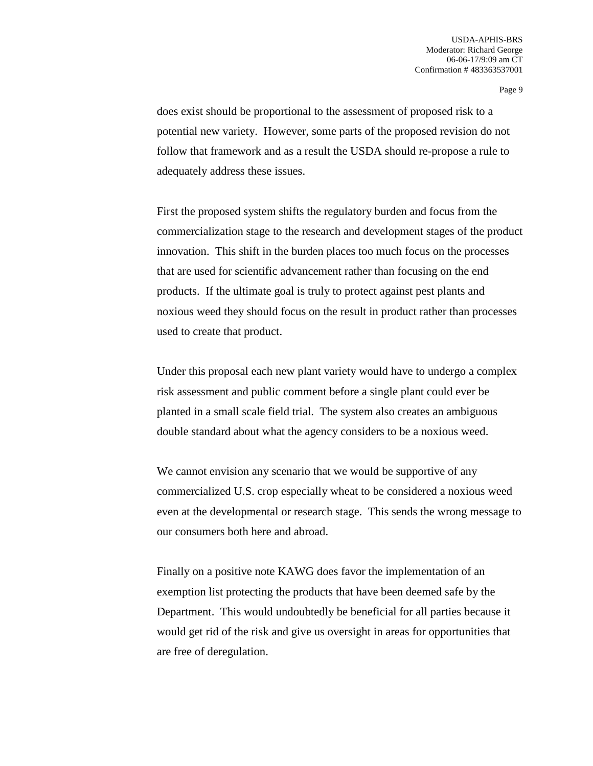does exist should be proportional to the assessment of proposed risk to a potential new variety. However, some parts of the proposed revision do not follow that framework and as a result the USDA should re-propose a rule to adequately address these issues.

First the proposed system shifts the regulatory burden and focus from the commercialization stage to the research and development stages of the product innovation. This shift in the burden places too much focus on the processes that are used for scientific advancement rather than focusing on the end products. If the ultimate goal is truly to protect against pest plants and noxious weed they should focus on the result in product rather than processes used to create that product.

Under this proposal each new plant variety would have to undergo a complex risk assessment and public comment before a single plant could ever be planted in a small scale field trial. The system also creates an ambiguous double standard about what the agency considers to be a noxious weed.

We cannot envision any scenario that we would be supportive of any commercialized U.S. crop especially wheat to be considered a noxious weed even at the developmental or research stage. This sends the wrong message to our consumers both here and abroad.

Finally on a positive note KAWG does favor the implementation of an exemption list protecting the products that have been deemed safe by the Department. This would undoubtedly be beneficial for all parties because it would get rid of the risk and give us oversight in areas for opportunities that are free of deregulation.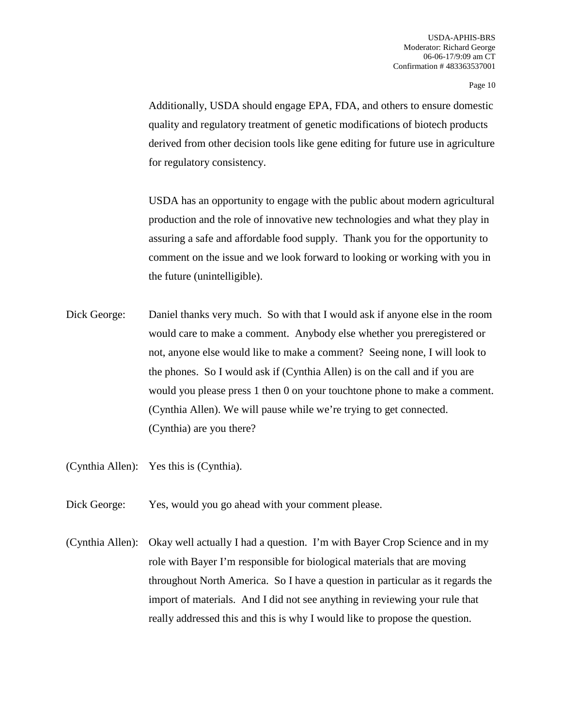Additionally, USDA should engage EPA, FDA, and others to ensure domestic quality and regulatory treatment of genetic modifications of biotech products derived from other decision tools like gene editing for future use in agriculture for regulatory consistency.

USDA has an opportunity to engage with the public about modern agricultural production and the role of innovative new technologies and what they play in assuring a safe and affordable food supply. Thank you for the opportunity to comment on the issue and we look forward to looking or working with you in the future (unintelligible).

Dick George: Daniel thanks very much. So with that I would ask if anyone else in the room would care to make a comment. Anybody else whether you preregistered or not, anyone else would like to make a comment? Seeing none, I will look to the phones. So I would ask if (Cynthia Allen) is on the call and if you are would you please press 1 then 0 on your touchtone phone to make a comment. (Cynthia Allen). We will pause while we're trying to get connected. (Cynthia) are you there?

(Cynthia Allen): Yes this is (Cynthia).

Dick George: Yes, would you go ahead with your comment please.

(Cynthia Allen): Okay well actually I had a question. I'm with Bayer Crop Science and in my role with Bayer I'm responsible for biological materials that are moving throughout North America. So I have a question in particular as it regards the import of materials. And I did not see anything in reviewing your rule that really addressed this and this is why I would like to propose the question.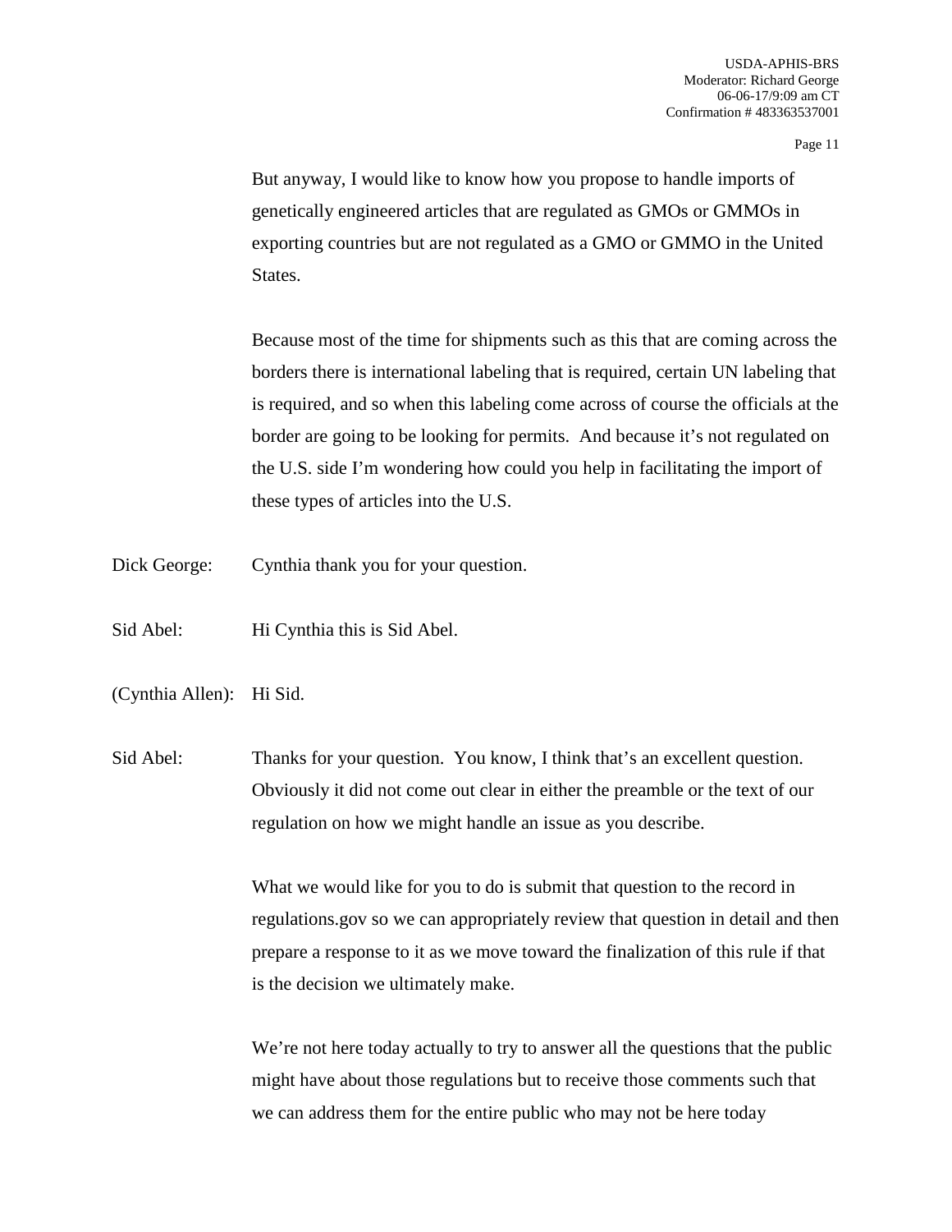But anyway, I would like to know how you propose to handle imports of genetically engineered articles that are regulated as GMOs or GMMOs in exporting countries but are not regulated as a GMO or GMMO in the United States.

Because most of the time for shipments such as this that are coming across the borders there is international labeling that is required, certain UN labeling that is required, and so when this labeling come across of course the officials at the border are going to be looking for permits. And because it's not regulated on the U.S. side I'm wondering how could you help in facilitating the import of these types of articles into the U.S.

Dick George: Cynthia thank you for your question.

Sid Abel: Hi Cynthia this is Sid Abel.

(Cynthia Allen): Hi Sid.

Sid Abel: Thanks for your question. You know, I think that's an excellent question. Obviously it did not come out clear in either the preamble or the text of our regulation on how we might handle an issue as you describe.

What we would like for you to do is submit that question to the record in regulations.gov so we can appropriately review that question in detail and then prepare a response to it as we move toward the finalization of this rule if that is the decision we ultimately make.

We're not here today actually to try to answer all the questions that the public might have about those regulations but to receive those comments such that we can address them for the entire public who may not be here today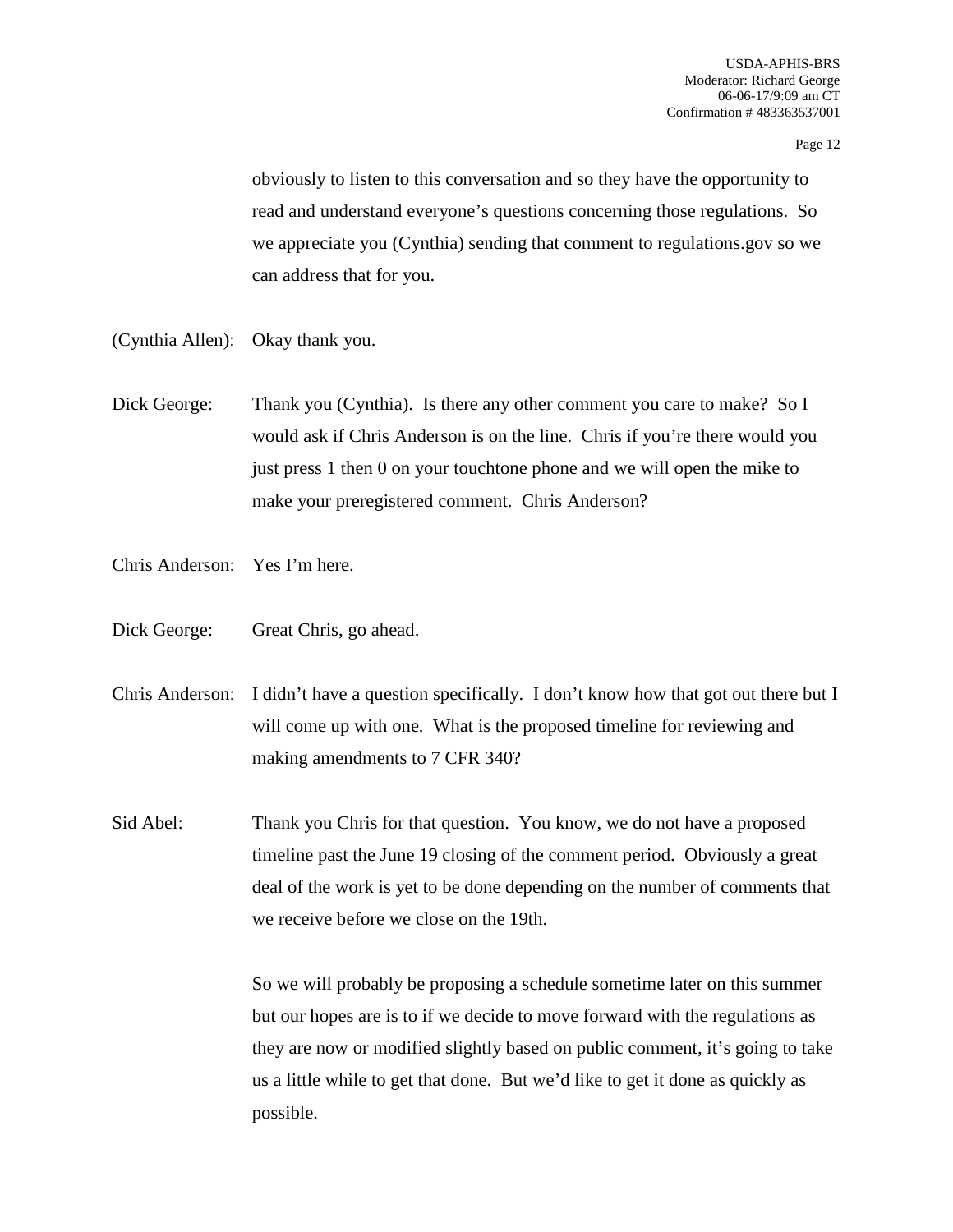obviously to listen to this conversation and so they have the opportunity to read and understand everyone's questions concerning those regulations. So we appreciate you (Cynthia) sending that comment to regulations.gov so we can address that for you.

(Cynthia Allen): Okay thank you.

Dick George: Thank you (Cynthia). Is there any other comment you care to make? So I would ask if Chris Anderson is on the line. Chris if you're there would you just press 1 then 0 on your touchtone phone and we will open the mike to make your preregistered comment. Chris Anderson?

Chris Anderson: Yes I'm here.

Dick George: Great Chris, go ahead.

Chris Anderson: I didn't have a question specifically. I don't know how that got out there but I will come up with one. What is the proposed timeline for reviewing and making amendments to 7 CFR 340?

Sid Abel: Thank you Chris for that question. You know, we do not have a proposed timeline past the June 19 closing of the comment period. Obviously a great deal of the work is yet to be done depending on the number of comments that we receive before we close on the 19th.

So we will probably be proposing a schedule sometime later on this summer but our hopes are is to if we decide to move forward with the regulations as they are now or modified slightly based on public comment, it's going to take us a little while to get that done. But we'd like to get it done as quickly as possible.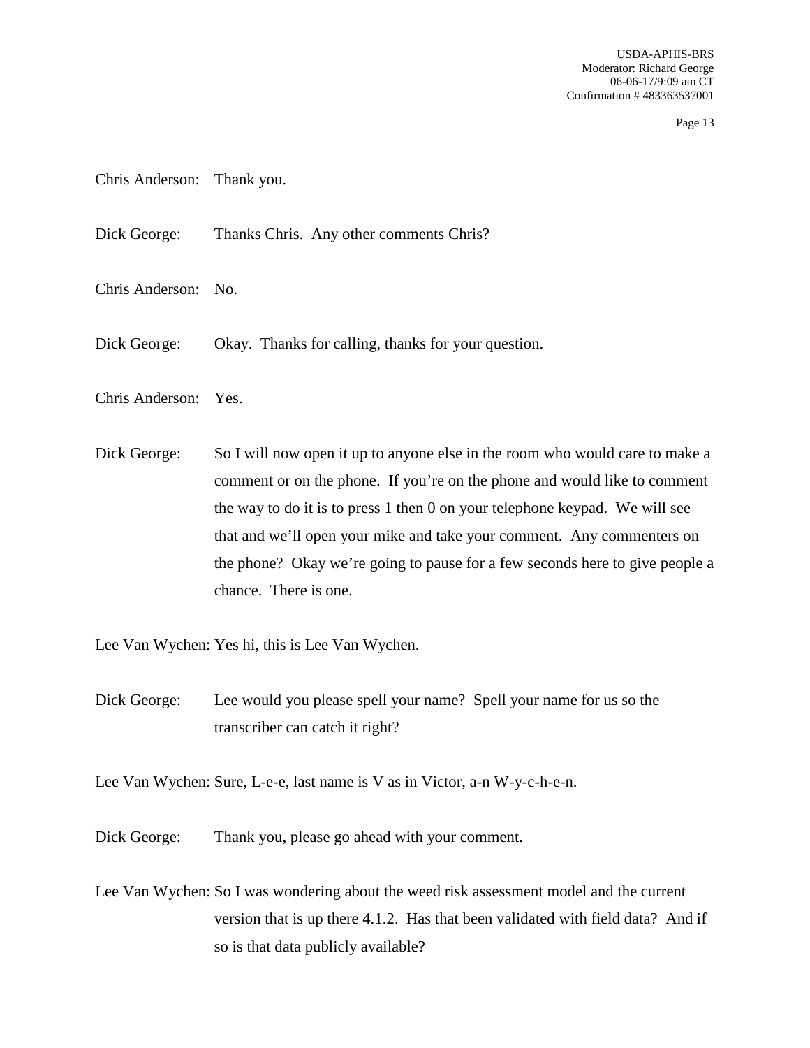Chris Anderson: Thank you.

Dick George: Thanks Chris. Any other comments Chris?

Chris Anderson: No.

Dick George: Okay. Thanks for calling, thanks for your question.

Chris Anderson: Yes.

Dick George: So I will now open it up to anyone else in the room who would care to make a comment or on the phone. If you're on the phone and would like to comment the way to do it is to press 1 then 0 on your telephone keypad. We will see that and we'll open your mike and take your comment. Any commenters on the phone? Okay we're going to pause for a few seconds here to give people a chance. There is one.

Lee Van Wychen: Yes hi, this is Lee Van Wychen.

Dick George: Lee would you please spell your name? Spell your name for us so the transcriber can catch it right?

Lee Van Wychen: Sure, L-e-e, last name is V as in Victor, a-n W-y-c-h-e-n.

Dick George: Thank you, please go ahead with your comment.

Lee Van Wychen: So I was wondering about the weed risk assessment model and the current version that is up there 4.1.2. Has that been validated with field data? And if so is that data publicly available?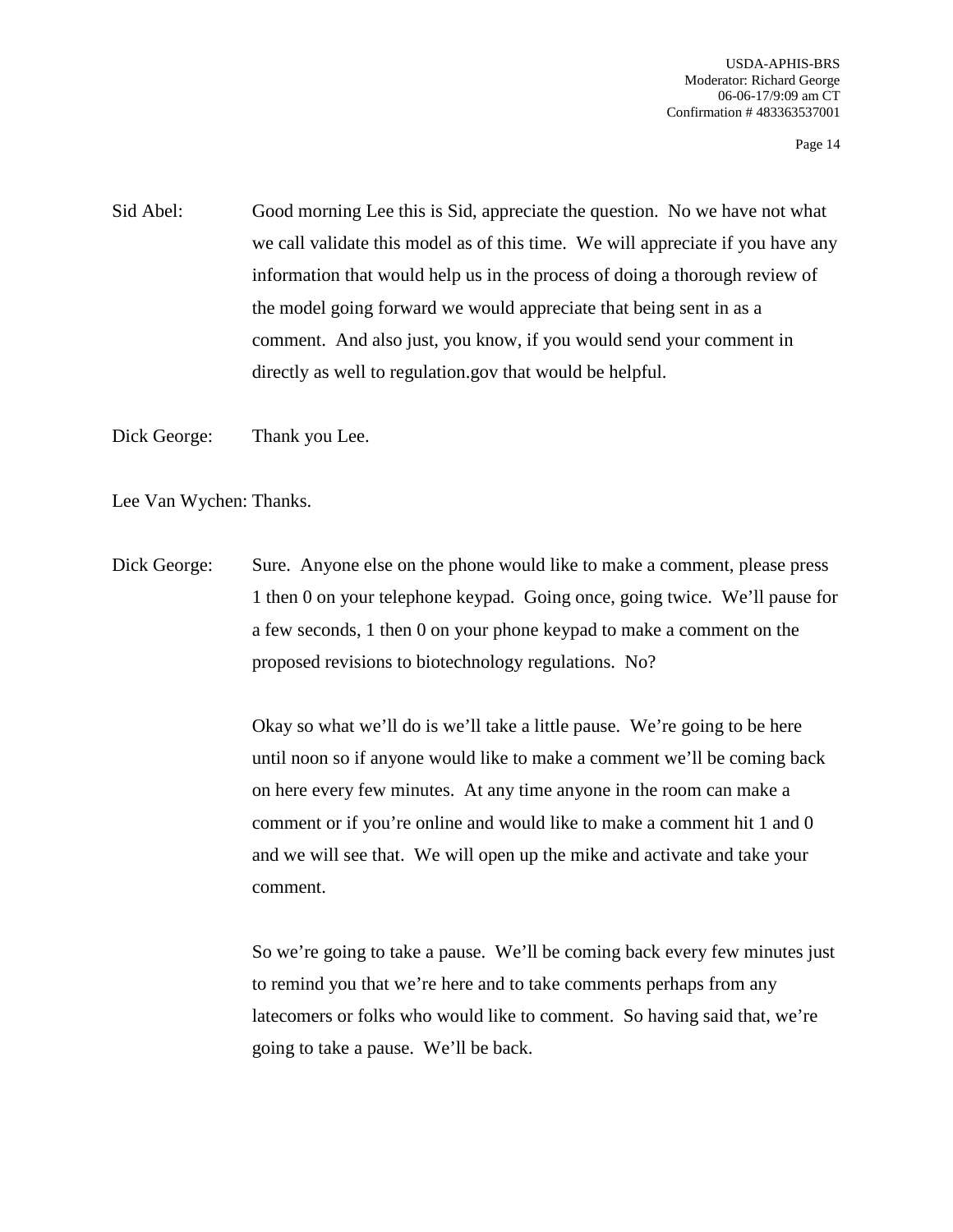Sid Abel: Good morning Lee this is Sid, appreciate the question. No we have not what we call validate this model as of this time. We will appreciate if you have any information that would help us in the process of doing a thorough review of the model going forward we would appreciate that being sent in as a comment. And also just, you know, if you would send your comment in directly as well to regulation.gov that would be helpful.

Dick George: Thank you Lee.

Lee Van Wychen: Thanks.

Dick George: Sure. Anyone else on the phone would like to make a comment, please press 1 then 0 on your telephone keypad. Going once, going twice. We'll pause for a few seconds, 1 then 0 on your phone keypad to make a comment on the proposed revisions to biotechnology regulations. No?

Okay so what we'll do is we'll take a little pause. We're going to be here until noon so if anyone would like to make a comment we'll be coming back on here every few minutes. At any time anyone in the room can make a comment or if you're online and would like to make a comment hit 1 and 0 and we will see that. We will open up the mike and activate and take your comment.

So we're going to take a pause. We'll be coming back every few minutes just to remind you that we're here and to take comments perhaps from any latecomers or folks who would like to comment. So having said that, we're going to take a pause. We'll be back.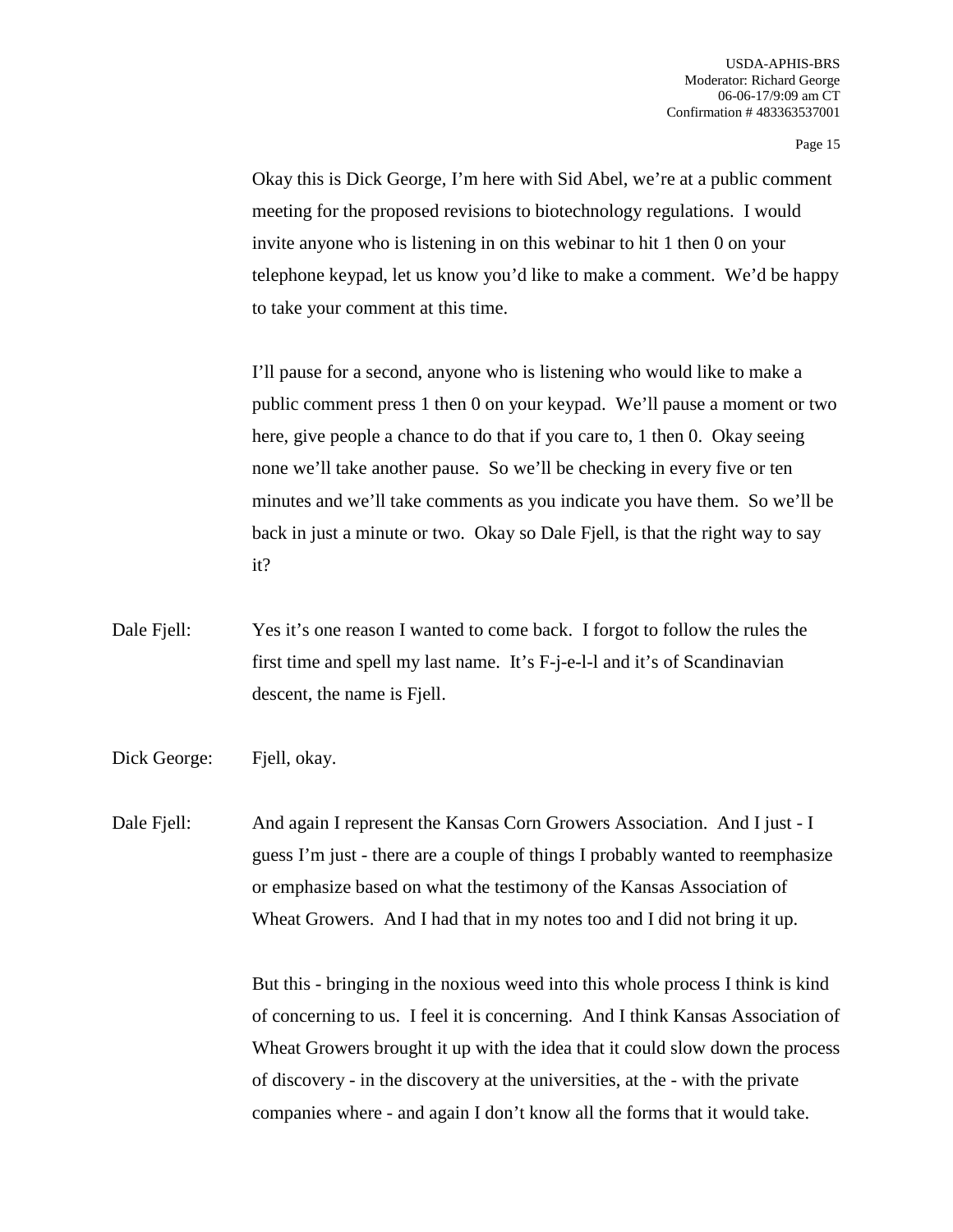Okay this is Dick George, I'm here with Sid Abel, we're at a public comment meeting for the proposed revisions to biotechnology regulations. I would invite anyone who is listening in on this webinar to hit 1 then 0 on your telephone keypad, let us know you'd like to make a comment. We'd be happy to take your comment at this time.

I'll pause for a second, anyone who is listening who would like to make a public comment press 1 then 0 on your keypad. We'll pause a moment or two here, give people a chance to do that if you care to, 1 then 0. Okay seeing none we'll take another pause. So we'll be checking in every five or ten minutes and we'll take comments as you indicate you have them. So we'll be back in just a minute or two. Okay so Dale Fjell, is that the right way to say it?

Dale Fjell: Yes it's one reason I wanted to come back. I forgot to follow the rules the first time and spell my last name. It's F-j-e-l-l and it's of Scandinavian descent, the name is Fjell.

Dick George: Fjell, okay.

Dale Fjell: And again I represent the Kansas Corn Growers Association. And I just - I guess I'm just - there are a couple of things I probably wanted to reemphasize or emphasize based on what the testimony of the Kansas Association of Wheat Growers. And I had that in my notes too and I did not bring it up.

But this - bringing in the noxious weed into this whole process I think is kind of concerning to us. I feel it is concerning. And I think Kansas Association of Wheat Growers brought it up with the idea that it could slow down the process of discovery - in the discovery at the universities, at the - with the private companies where - and again I don't know all the forms that it would take.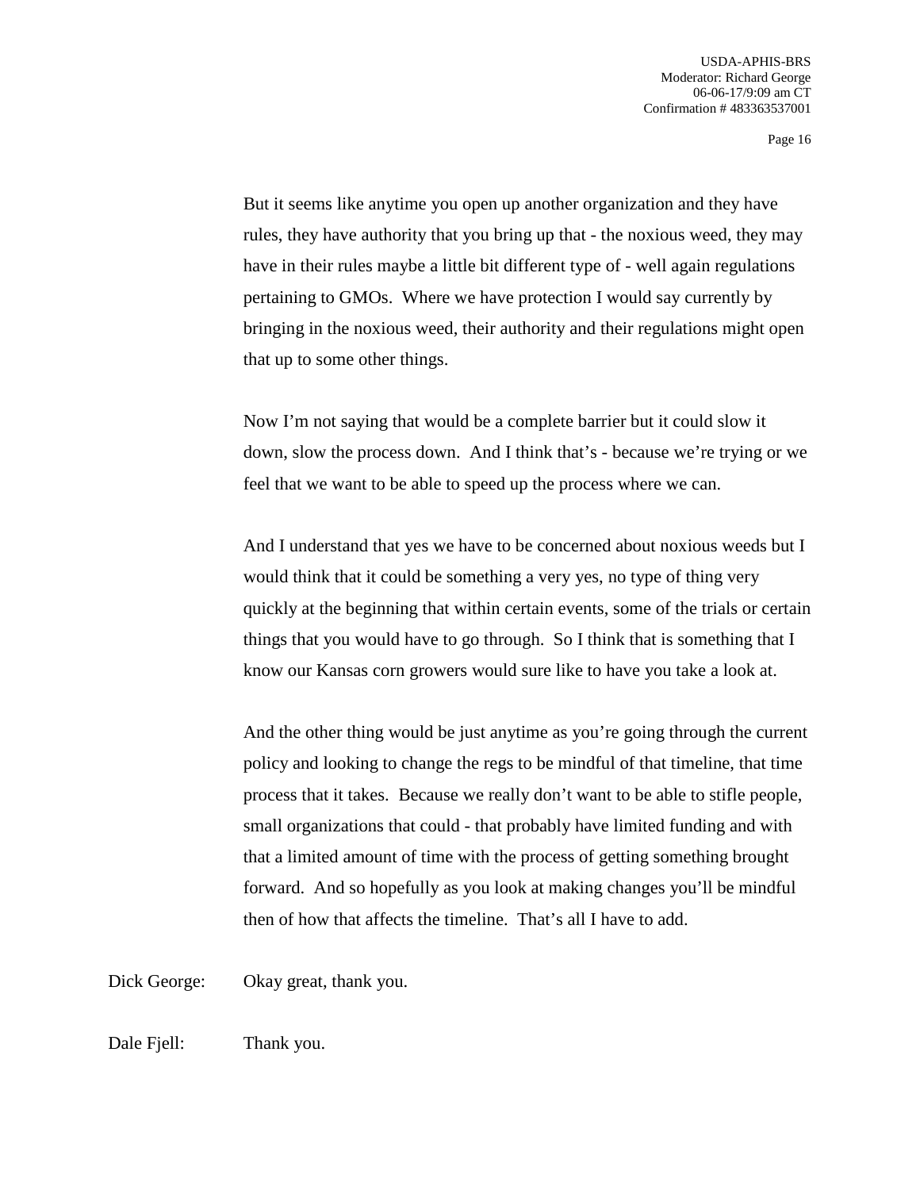But it seems like anytime you open up another organization and they have rules, they have authority that you bring up that - the noxious weed, they may have in their rules maybe a little bit different type of - well again regulations pertaining to GMOs. Where we have protection I would say currently by bringing in the noxious weed, their authority and their regulations might open that up to some other things.

Now I'm not saying that would be a complete barrier but it could slow it down, slow the process down. And I think that's - because we're trying or we feel that we want to be able to speed up the process where we can.

And I understand that yes we have to be concerned about noxious weeds but I would think that it could be something a very yes, no type of thing very quickly at the beginning that within certain events, some of the trials or certain things that you would have to go through. So I think that is something that I know our Kansas corn growers would sure like to have you take a look at.

And the other thing would be just anytime as you're going through the current policy and looking to change the regs to be mindful of that timeline, that time process that it takes. Because we really don't want to be able to stifle people, small organizations that could - that probably have limited funding and with that a limited amount of time with the process of getting something brought forward. And so hopefully as you look at making changes you'll be mindful then of how that affects the timeline. That's all I have to add.

Dick George: Okay great, thank you.

Dale Fjell: Thank you.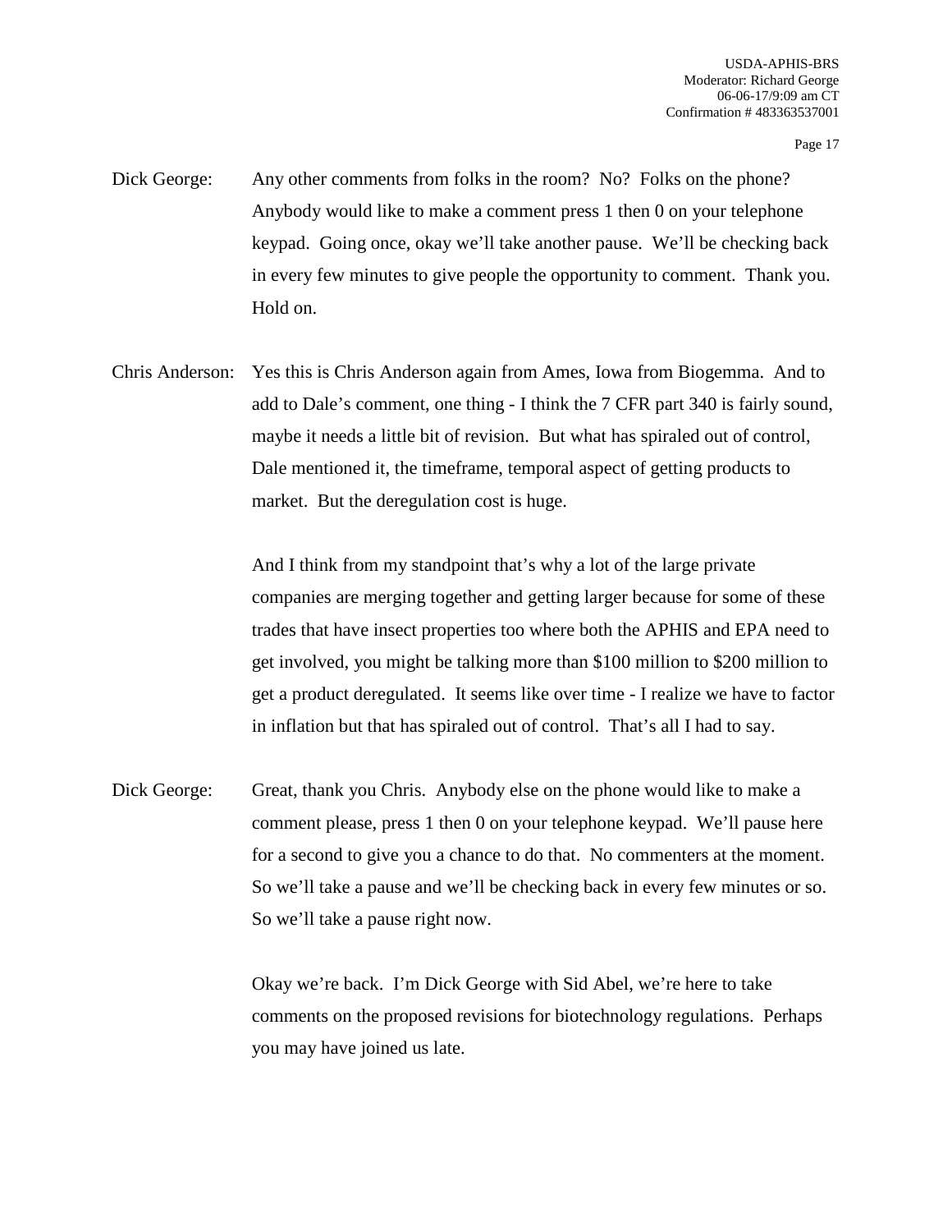Dick George: Any other comments from folks in the room? No? Folks on the phone? Anybody would like to make a comment press 1 then 0 on your telephone keypad. Going once, okay we'll take another pause. We'll be checking back in every few minutes to give people the opportunity to comment. Thank you. Hold on.

Chris Anderson: Yes this is Chris Anderson again from Ames, Iowa from Biogemma. And to add to Dale's comment, one thing - I think the 7 CFR part 340 is fairly sound, maybe it needs a little bit of revision. But what has spiraled out of control, Dale mentioned it, the timeframe, temporal aspect of getting products to market. But the deregulation cost is huge.

And I think from my standpoint that's why a lot of the large private companies are merging together and getting larger because for some of these trades that have insect properties too where both the APHIS and EPA need to get involved, you might be talking more than $100 million to $200 million to get a product deregulated. It seems like over time - I realize we have to factor in inflation but that has spiraled out of control. That's all I had to say.

Dick George: Great, thank you Chris. Anybody else on the phone would like to make a comment please, press 1 then 0 on your telephone keypad. We'll pause here for a second to give you a chance to do that. No commenters at the moment. So we'll take a pause and we'll be checking back in every few minutes or so. So we'll take a pause right now.

Okay we're back. I'm Dick George with Sid Abel, we're here to take comments on the proposed revisions for biotechnology regulations. Perhaps you may have joined us late.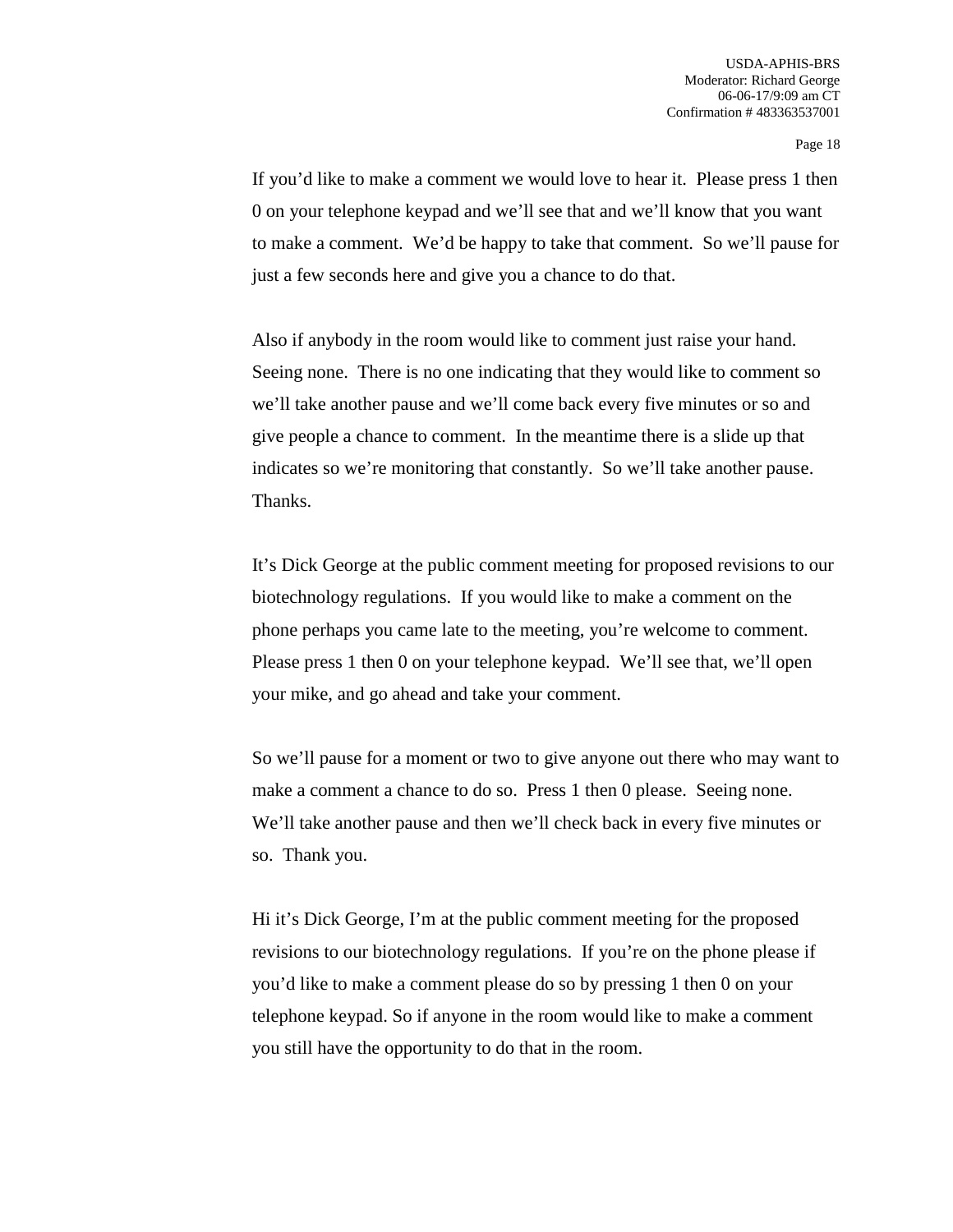If you'd like to make a comment we would love to hear it. Please press 1 then 0 on your telephone keypad and we'll see that and we'll know that you want to make a comment. We'd be happy to take that comment. So we'll pause for just a few seconds here and give you a chance to do that.

Also if anybody in the room would like to comment just raise your hand. Seeing none. There is no one indicating that they would like to comment so we'll take another pause and we'll come back every five minutes or so and give people a chance to comment. In the meantime there is a slide up that indicates so we're monitoring that constantly. So we'll take another pause. Thanks.

It's Dick George at the public comment meeting for proposed revisions to our biotechnology regulations. If you would like to make a comment on the phone perhaps you came late to the meeting, you're welcome to comment. Please press 1 then 0 on your telephone keypad. We'll see that, we'll open your mike, and go ahead and take your comment.

So we'll pause for a moment or two to give anyone out there who may want to make a comment a chance to do so. Press 1 then 0 please. Seeing none. We'll take another pause and then we'll check back in every five minutes or so. Thank you.

Hi it's Dick George, I'm at the public comment meeting for the proposed revisions to our biotechnology regulations. If you're on the phone please if you'd like to make a comment please do so by pressing 1 then 0 on your telephone keypad. So if anyone in the room would like to make a comment you still have the opportunity to do that in the room.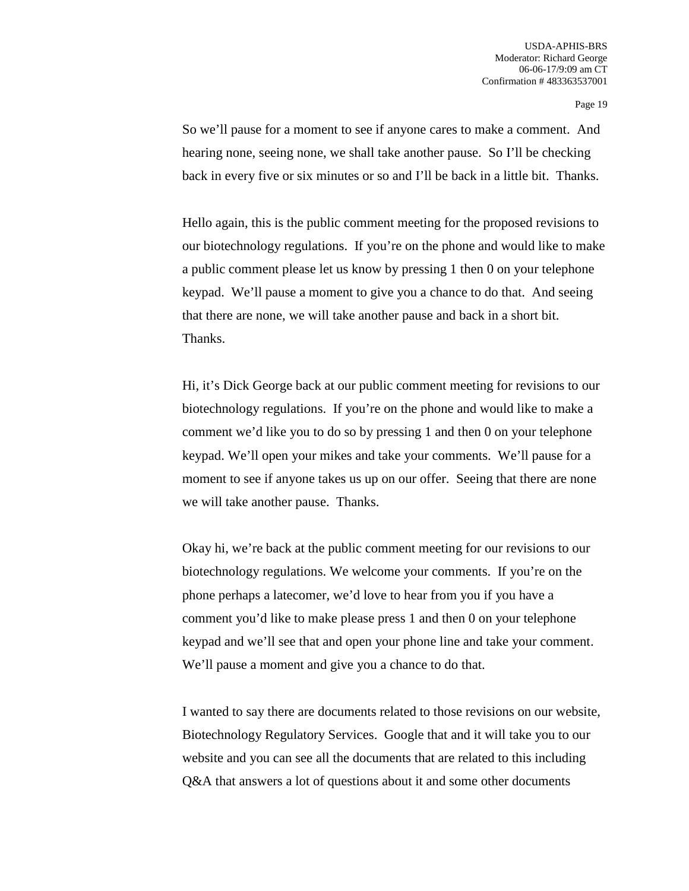So we'll pause for a moment to see if anyone cares to make a comment. And hearing none, seeing none, we shall take another pause. So I'll be checking back in every five or six minutes or so and I'll be back in a little bit. Thanks.

Hello again, this is the public comment meeting for the proposed revisions to our biotechnology regulations. If you're on the phone and would like to make a public comment please let us know by pressing 1 then 0 on your telephone keypad. We'll pause a moment to give you a chance to do that. And seeing that there are none, we will take another pause and back in a short bit. Thanks.

Hi, it's Dick George back at our public comment meeting for revisions to our biotechnology regulations. If you're on the phone and would like to make a comment we'd like you to do so by pressing 1 and then 0 on your telephone keypad. We'll open your mikes and take your comments. We'll pause for a moment to see if anyone takes us up on our offer. Seeing that there are none we will take another pause. Thanks.

Okay hi, we're back at the public comment meeting for our revisions to our biotechnology regulations. We welcome your comments. If you're on the phone perhaps a latecomer, we'd love to hear from you if you have a comment you'd like to make please press 1 and then 0 on your telephone keypad and we'll see that and open your phone line and take your comment. We'll pause a moment and give you a chance to do that.

I wanted to say there are documents related to those revisions on our website, Biotechnology Regulatory Services. Google that and it will take you to our website and you can see all the documents that are related to this including Q&A that answers a lot of questions about it and some other documents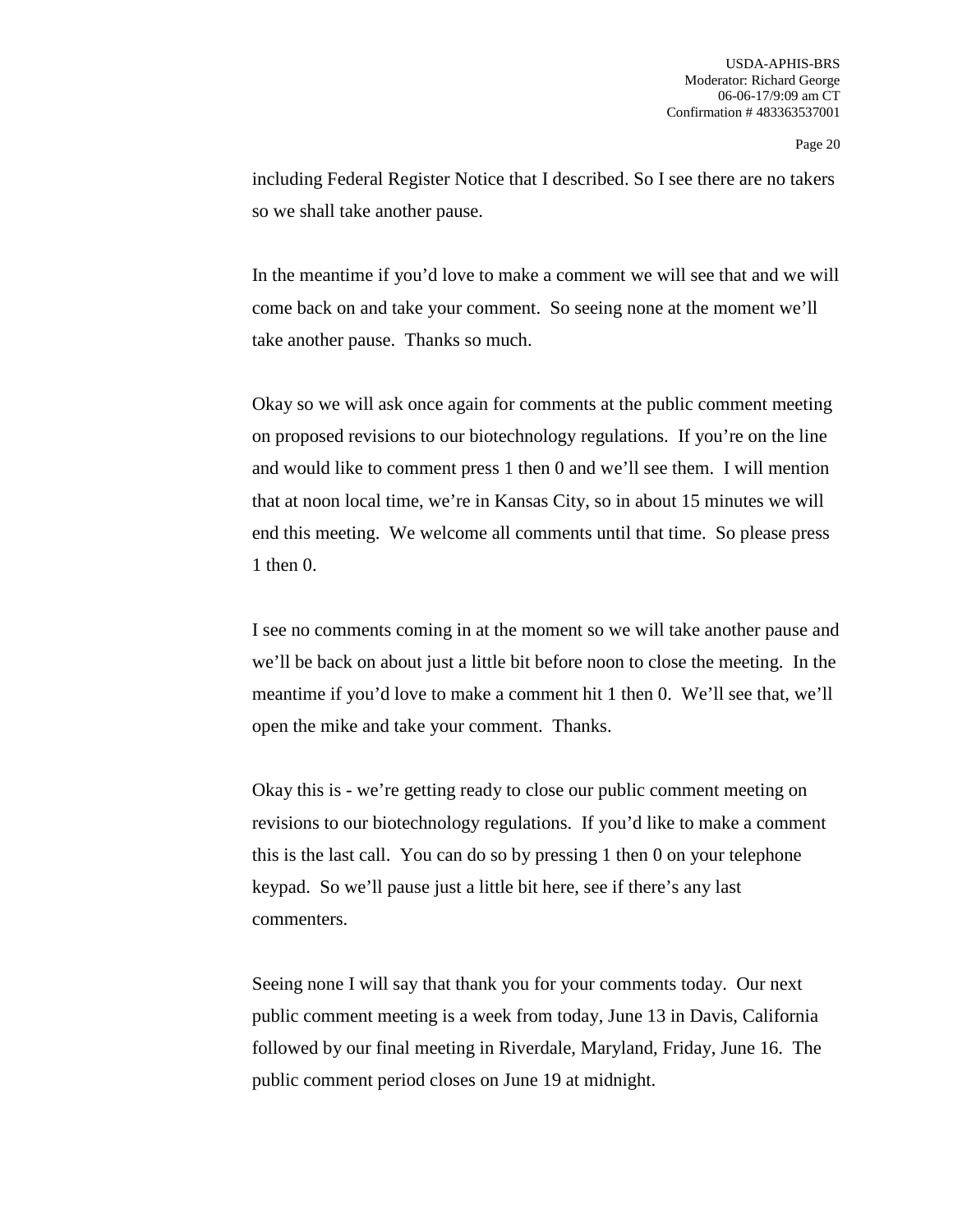including Federal Register Notice that I described. So I see there are no takers so we shall take another pause.

In the meantime if you'd love to make a comment we will see that and we will come back on and take your comment. So seeing none at the moment we'll take another pause. Thanks so much.

Okay so we will ask once again for comments at the public comment meeting on proposed revisions to our biotechnology regulations. If you're on the line and would like to comment press 1 then 0 and we'll see them. I will mention that at noon local time, we're in Kansas City, so in about 15 minutes we will end this meeting. We welcome all comments until that time. So please press 1 then 0.

I see no comments coming in at the moment so we will take another pause and we'll be back on about just a little bit before noon to close the meeting. In the meantime if you'd love to make a comment hit 1 then 0. We'll see that, we'll open the mike and take your comment. Thanks.

Okay this is - we're getting ready to close our public comment meeting on revisions to our biotechnology regulations. If you'd like to make a comment this is the last call. You can do so by pressing 1 then 0 on your telephone keypad. So we'll pause just a little bit here, see if there's any last commenters.

Seeing none I will say that thank you for your comments today. Our next public comment meeting is a week from today, June 13 in Davis, California followed by our final meeting in Riverdale, Maryland, Friday, June 16. The public comment period closes on June 19 at midnight.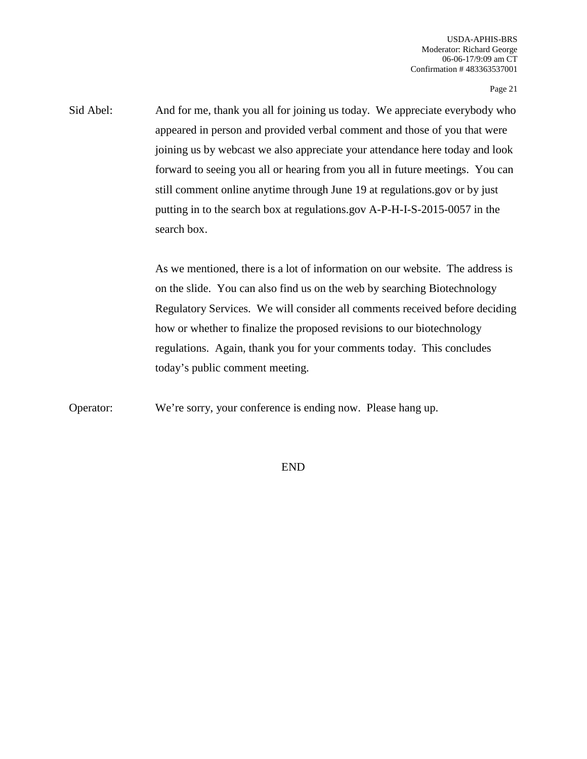Sid Abel: And for me, thank you all for joining us today. We appreciate everybody who appeared in person and provided verbal comment and those of you that were joining us by webcast we also appreciate your attendance here today and look forward to seeing you all or hearing from you all in future meetings. You can still comment online anytime through June 19 at regulations.gov or by just putting in to the search box at regulations.gov A-P-H-I-S-2015-0057 in the search box.

As we mentioned, there is a lot of information on our website. The address is on the slide. You can also find us on the web by searching Biotechnology Regulatory Services. We will consider all comments received before deciding how or whether to finalize the proposed revisions to our biotechnology regulations. Again, thank you for your comments today. This concludes today's public comment meeting.

Operator: We're sorry, your conference is ending now. Please hang up.

END